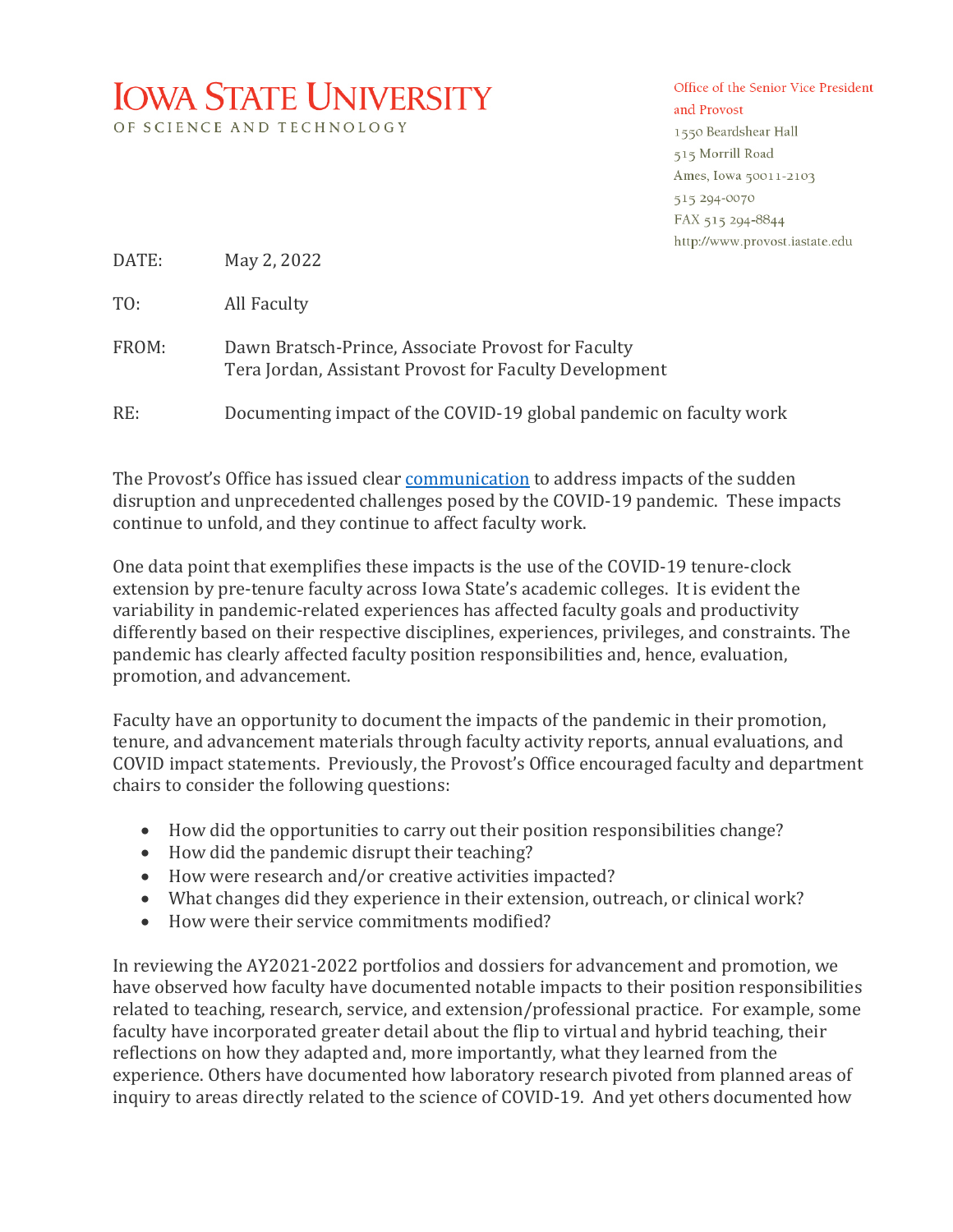# Iowa State University

OF SCIENCE AND TECHNOLOGY

Office of the Senior Vice President and Provost
1550 Beardshear Hall
515 Morrill Road
Ames, Iowa 50011-2103
515 294-0070
FAX 515 294-8844
http://www.provost.iastate.edu

DATE: May 2, 2022

TO: All Faculty

FROM: Dawn Bratsch-Prince, Associate Provost for Faculty
Tera Jordan, Assistant Provost for Faculty Development

RE: Documenting impact of the COVID-19 global pandemic on faculty work

The Provost's Office has issued clear communication to address impacts of the sudden disruption and unprecedented challenges posed by the COVID-19 pandemic. These impacts continue to unfold, and they continue to affect faculty work.

One data point that exemplifies these impacts is the use of the COVID-19 tenure-clock extension by pre-tenure faculty across Iowa State's academic colleges. It is evident the variability in pandemic-related experiences has affected faculty goals and productivity differently based on their respective disciplines, experiences, privileges, and constraints. The pandemic has clearly affected faculty position responsibilities and, hence, evaluation, promotion, and advancement.

Faculty have an opportunity to document the impacts of the pandemic in their promotion, tenure, and advancement materials through faculty activity reports, annual evaluations, and COVID impact statements. Previously, the Provost's Office encouraged faculty and department chairs to consider the following questions:

- How did the opportunities to carry out their position responsibilities change?
- How did the pandemic disrupt their teaching?
- How were research and/or creative activities impacted?
- What changes did they experience in their extension, outreach, or clinical work?
- How were their service commitments modified?

In reviewing the AY2021-2022 portfolios and dossiers for advancement and promotion, we have observed how faculty have documented notable impacts to their position responsibilities related to teaching, research, service, and extension/professional practice. For example, some faculty have incorporated greater detail about the flip to virtual and hybrid teaching, their reflections on how they adapted and, more importantly, what they learned from the experience. Others have documented how laboratory research pivoted from planned areas of inquiry to areas directly related to the science of COVID-19. And yet others documented how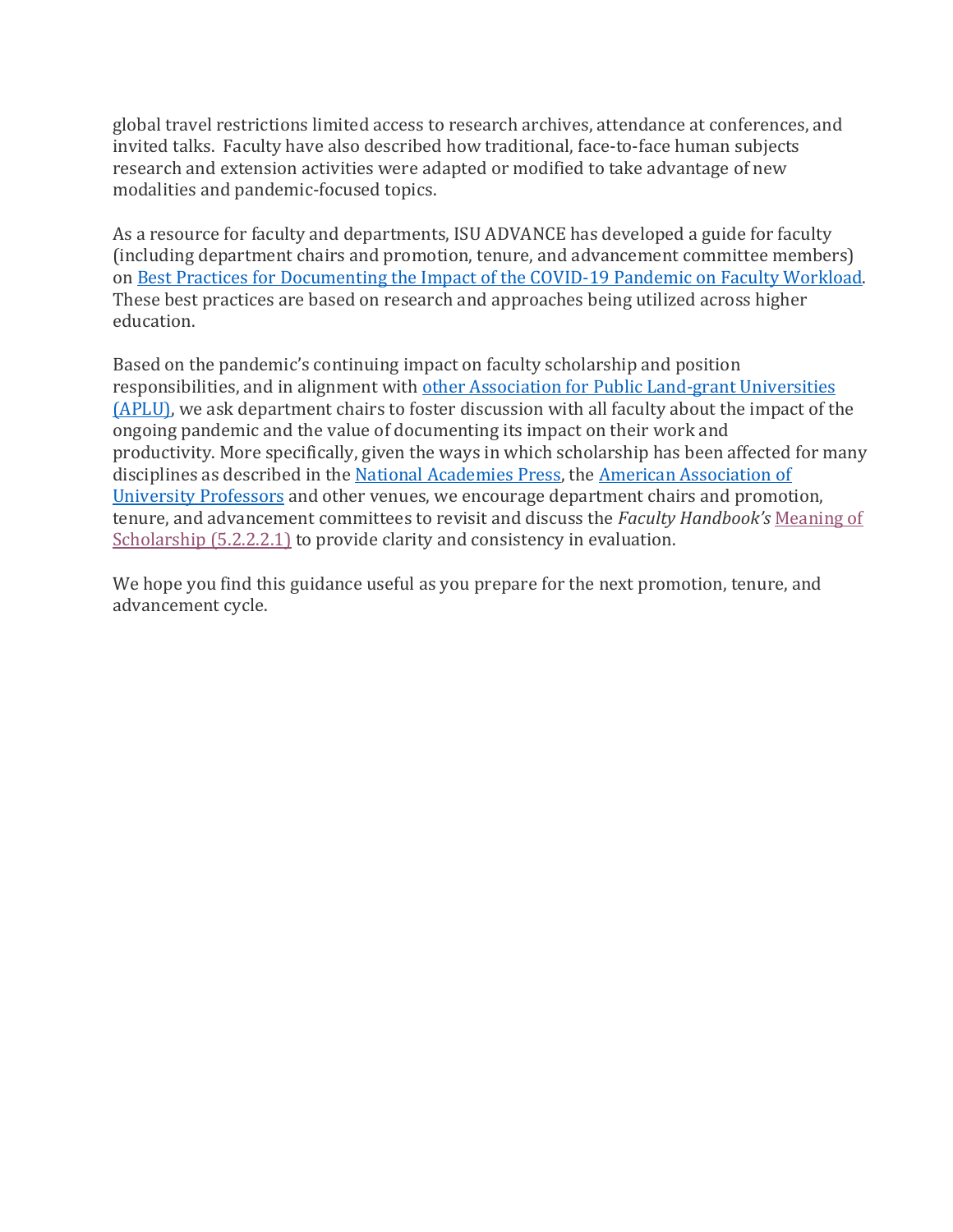global travel restrictions limited access to research archives, attendance at conferences, and invited talks. Faculty have also described how traditional, face-to-face human subjects research and extension activities were adapted or modified to take advantage of new modalities and pandemic-focused topics.

As a resource for faculty and departments, ISU ADVANCE has developed a guide for faculty (including department chairs and promotion, tenure, and advancement committee members) on Best Practices for Documenting the Impact of the COVID-19 Pandemic on Faculty Workload. These best practices are based on research and approaches being utilized across higher education.

Based on the pandemic's continuing impact on faculty scholarship and position responsibilities, and in alignment with other Association for Public Land-grant Universities (APLU), we ask department chairs to foster discussion with all faculty about the impact of the ongoing pandemic and the value of documenting its impact on their work and productivity. More specifically, given the ways in which scholarship has been affected for many disciplines as described in the National Academies Press, the American Association of University Professors and other venues, we encourage department chairs and promotion, tenure, and advancement committees to revisit and discuss the *Faculty Handbook's* Meaning of Scholarship (5.2.2.2.1) to provide clarity and consistency in evaluation.

We hope you find this guidance useful as you prepare for the next promotion, tenure, and advancement cycle.